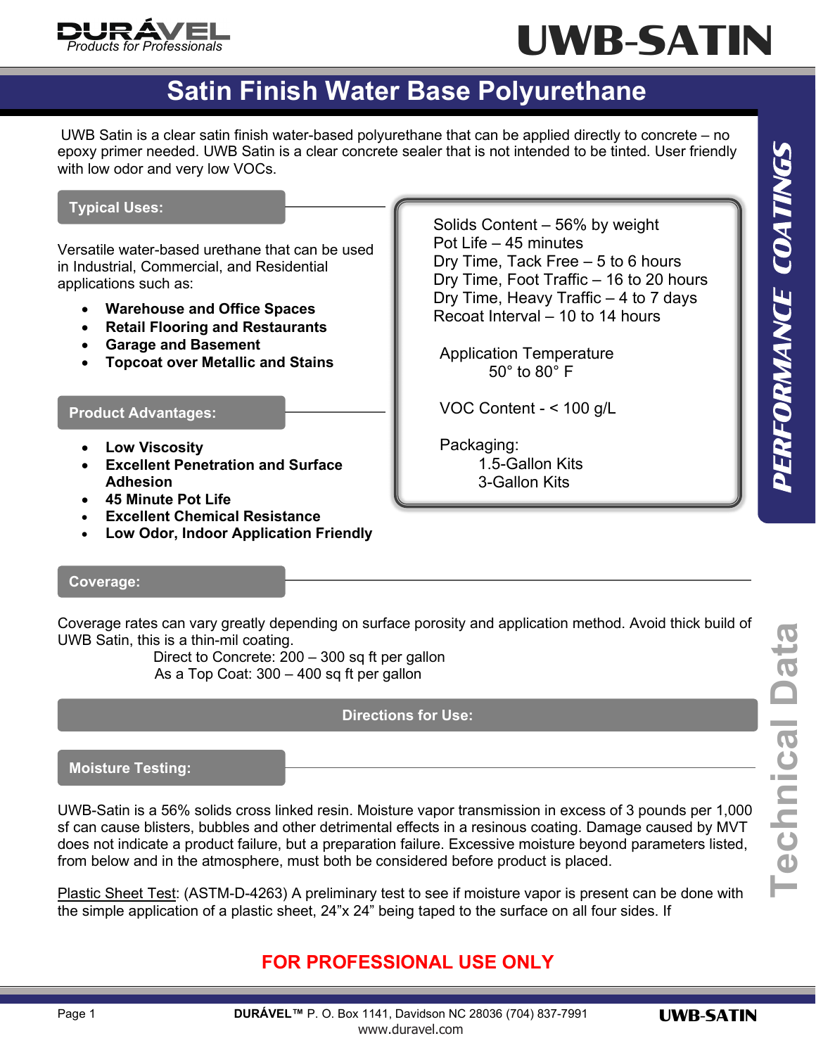# UWB-SATIN

DURÁVEL — Products for Professionals

## Satin Finish Water Base Polyurethane

UWB Satin is a clear satin finish water-based polyurethane that can be applied directly to concrete – no epoxy primer needed. UWB Satin is a clear concrete sealer that is not intended to be tinted. User friendly with low odor and very low VOCs.

*PERFORMANCE COATINGS* — Technical Data

### Typical Uses:

Versatile water-based urethane that can be used in Industrial, Commercial, and Residential applications such as:

- **Warehouse and Office Spaces**
- **Retail Flooring and Restaurants**
- **Garage and Basement**
- **Topcoat over Metallic and Stains**

### Product Advantages:

- **Low Viscosity**
- **Excellent Penetration and Surface Adhesion**
- **45 Minute Pot Life**
- **Excellent Chemical Resistance**
- **Low Odor, Indoor Application Friendly**

Solids Content – 56% by weight
Pot Life – 45 minutes
Dry Time, Tack Free – 5 to 6 hours
Dry Time, Foot Traffic – 16 to 20 hours
Dry Time, Heavy Traffic – 4 to 7 days
Recoat Interval – 10 to 14 hours

Application Temperature
50° to 80° F

VOC Content - < 100 g/L

Packaging:
1.5-Gallon Kits
3-Gallon Kits

### Coverage:

Coverage rates can vary greatly depending on surface porosity and application method. Avoid thick build of UWB Satin, this is a thin-mil coating.

Direct to Concrete: 200 – 300 sq ft per gallon
As a Top Coat: 300 – 400 sq ft per gallon

## Directions for Use:

### Moisture Testing:

UWB-Satin is a 56% solids cross linked resin. Moisture vapor transmission in excess of 3 pounds per 1,000 sf can cause blisters, bubbles and other detrimental effects in a resinous coating. Damage caused by MVT does not indicate a product failure, but a preparation failure. Excessive moisture beyond parameters listed, from below and in the atmosphere, must both be considered before product is placed.

Plastic Sheet Test: (ASTM-D-4263) A preliminary test to see if moisture vapor is present can be done with the simple application of a plastic sheet, 24"x 24" being taped to the surface on all four sides. If

**FOR PROFESSIONAL USE ONLY**

**DURÁVEL™** P. O. Box 1141, Davidson NC 28036 (704) 837-7991
www.duravel.com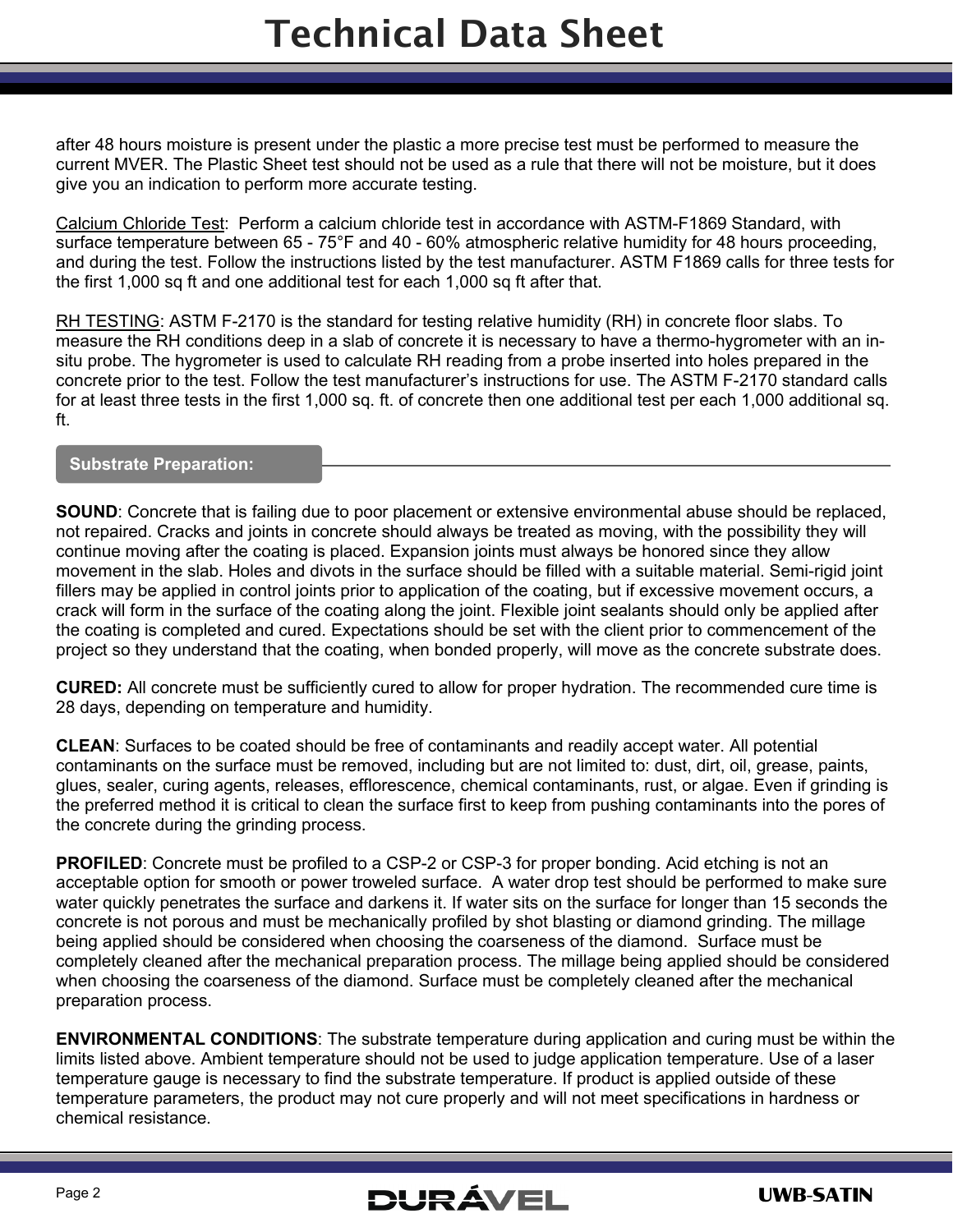after 48 hours moisture is present under the plastic a more precise test must be performed to measure the current MVER. The Plastic Sheet test should not be used as a rule that there will not be moisture, but it does give you an indication to perform more accurate testing.

Calcium Chloride Test: Perform a calcium chloride test in accordance with ASTM-F1869 Standard, with surface temperature between 65 - 75°F and 40 - 60% atmospheric relative humidity for 48 hours proceeding, and during the test. Follow the instructions listed by the test manufacturer. ASTM F1869 calls for three tests for the first 1,000 sq ft and one additional test for each 1,000 sq ft after that.

RH TESTING: ASTM F-2170 is the standard for testing relative humidity (RH) in concrete floor slabs. To measure the RH conditions deep in a slab of concrete it is necessary to have a thermo-hygrometer with an in-situ probe. The hygrometer is used to calculate RH reading from a probe inserted into holes prepared in the concrete prior to the test. Follow the test manufacturer's instructions for use. The ASTM F-2170 standard calls for at least three tests in the first 1,000 sq. ft. of concrete then one additional test per each 1,000 additional sq. ft.

## Substrate Preparation:

**SOUND**: Concrete that is failing due to poor placement or extensive environmental abuse should be replaced, not repaired. Cracks and joints in concrete should always be treated as moving, with the possibility they will continue moving after the coating is placed. Expansion joints must always be honored since they allow movement in the slab. Holes and divots in the surface should be filled with a suitable material. Semi-rigid joint fillers may be applied in control joints prior to application of the coating, but if excessive movement occurs, a crack will form in the surface of the coating along the joint. Flexible joint sealants should only be applied after the coating is completed and cured. Expectations should be set with the client prior to commencement of the project so they understand that the coating, when bonded properly, will move as the concrete substrate does.

**CURED:** All concrete must be sufficiently cured to allow for proper hydration. The recommended cure time is 28 days, depending on temperature and humidity.

**CLEAN**: Surfaces to be coated should be free of contaminants and readily accept water. All potential contaminants on the surface must be removed, including but are not limited to: dust, dirt, oil, grease, paints, glues, sealer, curing agents, releases, efflorescence, chemical contaminants, rust, or algae. Even if grinding is the preferred method it is critical to clean the surface first to keep from pushing contaminants into the pores of the concrete during the grinding process.

**PROFILED**: Concrete must be profiled to a CSP-2 or CSP-3 for proper bonding. Acid etching is not an acceptable option for smooth or power troweled surface. A water drop test should be performed to make sure water quickly penetrates the surface and darkens it. If water sits on the surface for longer than 15 seconds the concrete is not porous and must be mechanically profiled by shot blasting or diamond grinding. The millage being applied should be considered when choosing the coarseness of the diamond. Surface must be completely cleaned after the mechanical preparation process. The millage being applied should be considered when choosing the coarseness of the diamond. Surface must be completely cleaned after the mechanical preparation process.

**ENVIRONMENTAL CONDITIONS**: The substrate temperature during application and curing must be within the limits listed above. Ambient temperature should not be used to judge application temperature. Use of a laser temperature gauge is necessary to find the substrate temperature. If product is applied outside of these temperature parameters, the product may not cure properly and will not meet specifications in hardness or chemical resistance.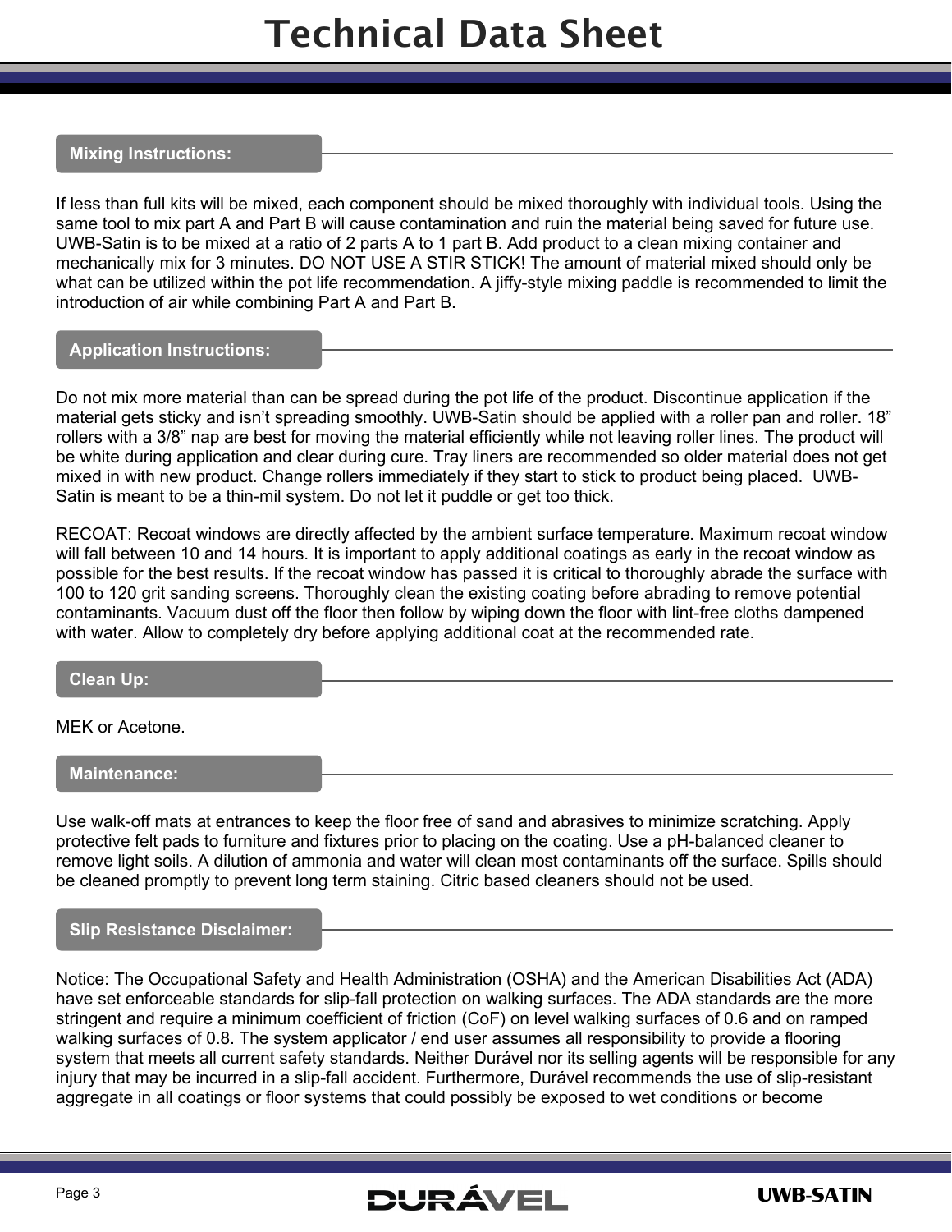## Mixing Instructions:

If less than full kits will be mixed, each component should be mixed thoroughly with individual tools. Using the same tool to mix part A and Part B will cause contamination and ruin the material being saved for future use. UWB-Satin is to be mixed at a ratio of 2 parts A to 1 part B. Add product to a clean mixing container and mechanically mix for 3 minutes. DO NOT USE A STIR STICK! The amount of material mixed should only be what can be utilized within the pot life recommendation. A jiffy-style mixing paddle is recommended to limit the introduction of air while combining Part A and Part B.

## Application Instructions:

Do not mix more material than can be spread during the pot life of the product. Discontinue application if the material gets sticky and isn't spreading smoothly. UWB-Satin should be applied with a roller pan and roller. 18" rollers with a 3/8" nap are best for moving the material efficiently while not leaving roller lines. The product will be white during application and clear during cure. Tray liners are recommended so older material does not get mixed in with new product. Change rollers immediately if they start to stick to product being placed. UWB-Satin is meant to be a thin-mil system. Do not let it puddle or get too thick.

RECOAT: Recoat windows are directly affected by the ambient surface temperature. Maximum recoat window will fall between 10 and 14 hours. It is important to apply additional coatings as early in the recoat window as possible for the best results. If the recoat window has passed it is critical to thoroughly abrade the surface with 100 to 120 grit sanding screens. Thoroughly clean the existing coating before abrading to remove potential contaminants. Vacuum dust off the floor then follow by wiping down the floor with lint-free cloths dampened with water. Allow to completely dry before applying additional coat at the recommended rate.

## Clean Up:

MEK or Acetone.

## Maintenance:

Use walk-off mats at entrances to keep the floor free of sand and abrasives to minimize scratching. Apply protective felt pads to furniture and fixtures prior to placing on the coating. Use a pH-balanced cleaner to remove light soils. A dilution of ammonia and water will clean most contaminants off the surface. Spills should be cleaned promptly to prevent long term staining. Citric based cleaners should not be used.

## Slip Resistance Disclaimer:

Notice: The Occupational Safety and Health Administration (OSHA) and the American Disabilities Act (ADA) have set enforceable standards for slip-fall protection on walking surfaces. The ADA standards are the more stringent and require a minimum coefficient of friction (CoF) on level walking surfaces of 0.6 and on ramped walking surfaces of 0.8. The system applicator / end user assumes all responsibility to provide a flooring system that meets all current safety standards. Neither Durável nor its selling agents will be responsible for any injury that may be incurred in a slip-fall accident. Furthermore, Durável recommends the use of slip-resistant aggregate in all coatings or floor systems that could possibly be exposed to wet conditions or become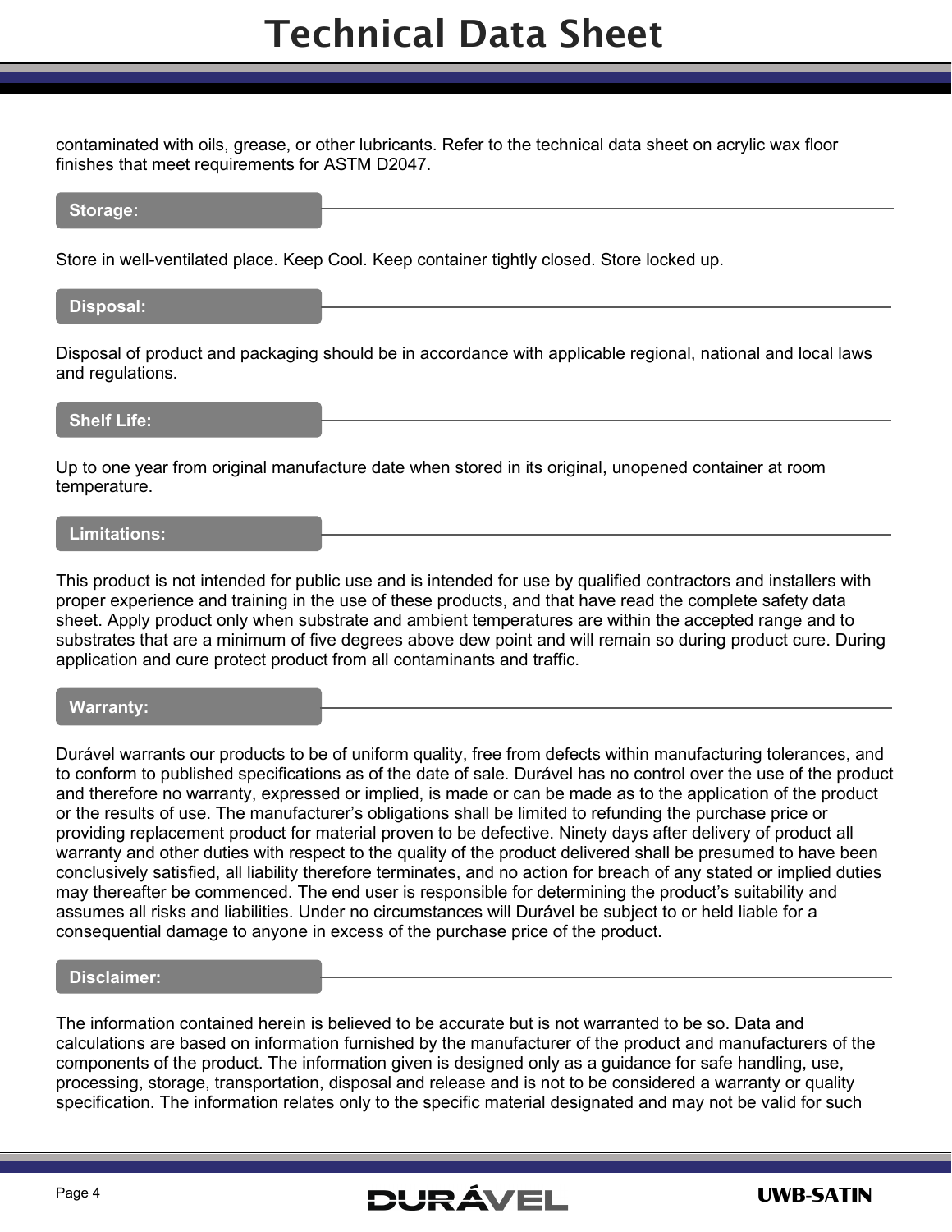contaminated with oils, grease, or other lubricants. Refer to the technical data sheet on acrylic wax floor finishes that meet requirements for ASTM D2047.

## Storage:

Store in well-ventilated place. Keep Cool. Keep container tightly closed. Store locked up.

## Disposal:

Disposal of product and packaging should be in accordance with applicable regional, national and local laws and regulations.

## Shelf Life:

Up to one year from original manufacture date when stored in its original, unopened container at room temperature.

## Limitations:

This product is not intended for public use and is intended for use by qualified contractors and installers with proper experience and training in the use of these products, and that have read the complete safety data sheet. Apply product only when substrate and ambient temperatures are within the accepted range and to substrates that are a minimum of five degrees above dew point and will remain so during product cure. During application and cure protect product from all contaminants and traffic.

## Warranty:

Durável warrants our products to be of uniform quality, free from defects within manufacturing tolerances, and to conform to published specifications as of the date of sale. Durável has no control over the use of the product and therefore no warranty, expressed or implied, is made or can be made as to the application of the product or the results of use. The manufacturer's obligations shall be limited to refunding the purchase price or providing replacement product for material proven to be defective. Ninety days after delivery of product all warranty and other duties with respect to the quality of the product delivered shall be presumed to have been conclusively satisfied, all liability therefore terminates, and no action for breach of any stated or implied duties may thereafter be commenced. The end user is responsible for determining the product's suitability and assumes all risks and liabilities. Under no circumstances will Durável be subject to or held liable for a consequential damage to anyone in excess of the purchase price of the product.

## Disclaimer:

The information contained herein is believed to be accurate but is not warranted to be so. Data and calculations are based on information furnished by the manufacturer of the product and manufacturers of the components of the product. The information given is designed only as a guidance for safe handling, use, processing, storage, transportation, disposal and release and is not to be considered a warranty or quality specification. The information relates only to the specific material designated and may not be valid for such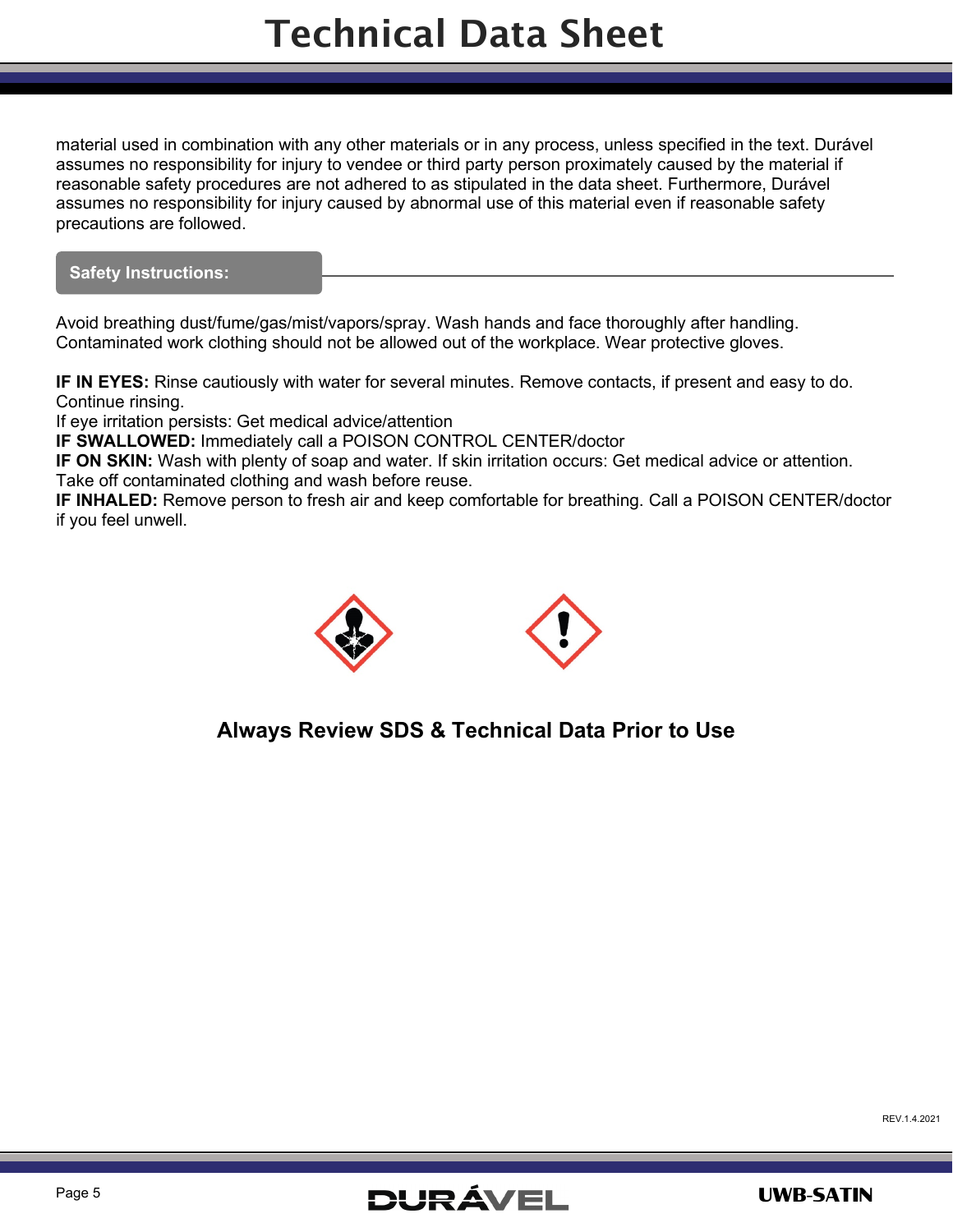material used in combination with any other materials or in any process, unless specified in the text. Durável assumes no responsibility for injury to vendee or third party person proximately caused by the material if reasonable safety procedures are not adhered to as stipulated in the data sheet. Furthermore, Durável assumes no responsibility for injury caused by abnormal use of this material even if reasonable safety precautions are followed.

## Safety Instructions:

Avoid breathing dust/fume/gas/mist/vapors/spray. Wash hands and face thoroughly after handling. Contaminated work clothing should not be allowed out of the workplace. Wear protective gloves.

**IF IN EYES:** Rinse cautiously with water for several minutes. Remove contacts, if present and easy to do. Continue rinsing.
If eye irritation persists: Get medical advice/attention
**IF SWALLOWED:** Immediately call a POISON CONTROL CENTER/doctor
**IF ON SKIN:** Wash with plenty of soap and water. If skin irritation occurs: Get medical advice or attention. Take off contaminated clothing and wash before reuse.
**IF INHALED:** Remove person to fresh air and keep comfortable for breathing. Call a POISON CENTER/doctor if you feel unwell.

**Always Review SDS & Technical Data Prior to Use**

REV.1.4.2021